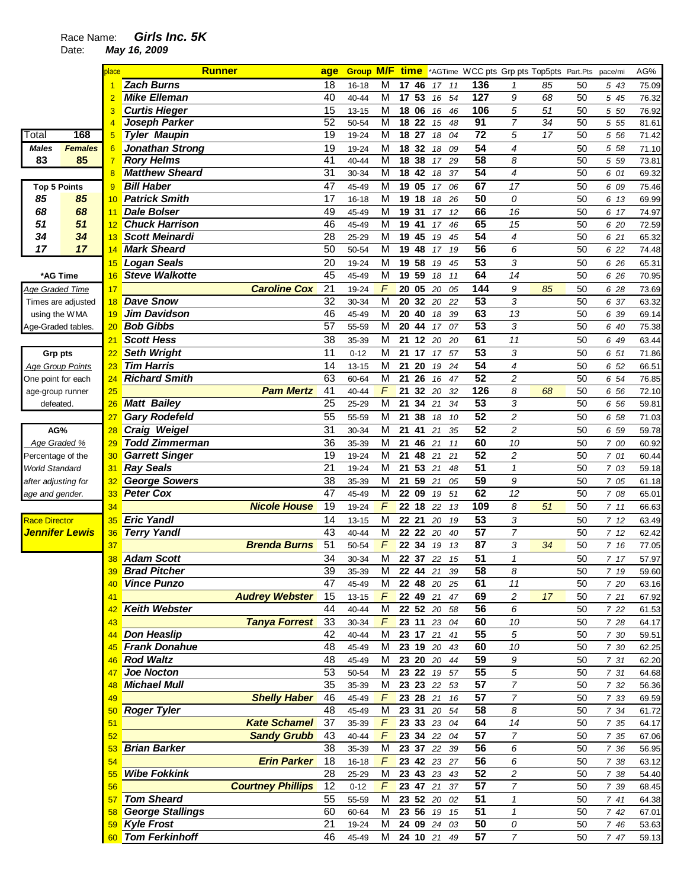Race Name: ***Girls Inc. 5K***
Date: ***May 16, 2009***

| Total | 168 |
|---|---|
| ***Males*** | ***Females*** |
| **83** | **85** |

| Top 5 Points | |
|---|---|
| 85 | 85 |
| 68 | 68 |
| 51 | 51 |
| 34 | 34 |
| 17 | 17 |

**\*AG Time**
*Age Graded Time*
Times are adjusted using the WMA Age-Graded tables.

**Grp pts**
*Age Group Points*
One point for each age-group runner defeated.

**AG%**
*Age Graded %*
Percentage of the World Standard after adjusting for age and gender.

Race Director
***Jennifer Lewis***

| place | Runner | age | Group | M/F | time | *AGTime | WCC pts | Grp pts | Top5pts | Part.Pts | pace/mi | AG% |
|---|---|---|---|---|---|---|---|---|---|---|---|---|
| 1 | Zach Burns | 18 | 16-18 | M | 17 46 | 17 11 | 136 | 1 | 85 | 50 | 5 43 | 75.09 |
| 2 | Mike Elleman | 40 | 40-44 | M | 17 53 | 16 54 | 127 | 9 | 68 | 50 | 5 45 | 76.32 |
| 3 | Curtis Hieger | 15 | 13-15 | M | 18 06 | 16 46 | 106 | 5 | 51 | 50 | 5 50 | 76.92 |
| 4 | Joseph Parker | 52 | 50-54 | M | 18 22 | 15 48 | 91 | 7 | 34 | 50 | 5 55 | 81.61 |
| 5 | Tyler Maupin | 19 | 19-24 | M | 18 27 | 18 04 | 72 | 5 | 17 | 50 | 5 56 | 71.42 |
| 6 | Jonathan Strong | 19 | 19-24 | M | 18 32 | 18 09 | 54 | 4 | | 50 | 5 58 | 71.10 |
| 7 | Rory Helms | 41 | 40-44 | M | 18 38 | 17 29 | 58 | 8 | | 50 | 5 59 | 73.81 |
| 8 | Matthew Sheard | 31 | 30-34 | M | 18 42 | 18 37 | 54 | 4 | | 50 | 6 01 | 69.32 |
| 9 | Bill Haber | 47 | 45-49 | M | 19 05 | 17 06 | 67 | 17 | | 50 | 6 09 | 75.46 |
| 10 | Patrick Smith | 17 | 16-18 | M | 19 18 | 18 26 | 50 | 0 | | 50 | 6 13 | 69.99 |
| 11 | Dale Bolser | 49 | 45-49 | M | 19 31 | 17 12 | 66 | 16 | | 50 | 6 17 | 74.97 |
| 12 | Chuck Harrison | 46 | 45-49 | M | 19 41 | 17 46 | 65 | 15 | | 50 | 6 20 | 72.59 |
| 13 | Scott Meinardi | 28 | 25-29 | M | 19 45 | 19 45 | 54 | 4 | | 50 | 6 21 | 65.32 |
| 14 | Mark Sheard | 50 | 50-54 | M | 19 48 | 17 19 | 56 | 6 | | 50 | 6 22 | 74.48 |
| 15 | Logan Seals | 20 | 19-24 | M | 19 58 | 19 45 | 53 | 3 | | 50 | 6 26 | 65.31 |
| 16 | Steve Walkotte | 45 | 45-49 | M | 19 59 | 18 11 | 64 | 14 | | 50 | 6 26 | 70.95 |
| 17 | Caroline Cox | 21 | 19-24 | F | 20 05 | 20 05 | 144 | 9 | 85 | 50 | 6 28 | 73.69 |
| 18 | Dave Snow | 32 | 30-34 | M | 20 32 | 20 22 | 53 | 3 | | 50 | 6 37 | 63.32 |
| 19 | Jim Davidson | 46 | 45-49 | M | 20 40 | 18 39 | 63 | 13 | | 50 | 6 39 | 69.14 |
| 20 | Bob Gibbs | 57 | 55-59 | M | 20 44 | 17 07 | 53 | 3 | | 50 | 6 40 | 75.38 |
| 21 | Scott Hess | 38 | 35-39 | M | 21 12 | 20 20 | 61 | 11 | | 50 | 6 49 | 63.44 |
| 22 | Seth Wright | 11 | 0-12 | M | 21 17 | 17 57 | 53 | 3 | | 50 | 6 51 | 71.86 |
| 23 | Tim Harris | 14 | 13-15 | M | 21 20 | 19 24 | 54 | 4 | | 50 | 6 52 | 66.51 |
| 24 | Richard Smith | 63 | 60-64 | M | 21 26 | 16 47 | 52 | 2 | | 50 | 6 54 | 76.85 |
| 25 | Pam Mertz | 41 | 40-44 | F | 21 32 | 20 32 | 126 | 8 | 68 | 50 | 6 56 | 72.10 |
| 26 | Matt Bailey | 25 | 25-29 | M | 21 34 | 21 34 | 53 | 3 | | 50 | 6 56 | 59.81 |
| 27 | Gary Rodefeld | 55 | 55-59 | M | 21 38 | 18 10 | 52 | 2 | | 50 | 6 58 | 71.03 |
| 28 | Craig Weigel | 31 | 30-34 | M | 21 41 | 21 35 | 52 | 2 | | 50 | 6 59 | 59.78 |
| 29 | Todd Zimmerman | 36 | 35-39 | M | 21 46 | 21 11 | 60 | 10 | | 50 | 7 00 | 60.92 |
| 30 | Garrett Singer | 19 | 19-24 | M | 21 48 | 21 21 | 52 | 2 | | 50 | 7 01 | 60.44 |
| 31 | Ray Seals | 21 | 19-24 | M | 21 53 | 21 48 | 51 | 1 | | 50 | 7 03 | 59.18 |
| 32 | George Sowers | 38 | 35-39 | M | 21 59 | 21 05 | 59 | 9 | | 50 | 7 05 | 61.18 |
| 33 | Peter Cox | 47 | 45-49 | M | 22 09 | 19 51 | 62 | 12 | | 50 | 7 08 | 65.01 |
| 34 | Nicole House | 19 | 19-24 | F | 22 18 | 22 13 | 109 | 8 | 51 | 50 | 7 11 | 66.63 |
| 35 | Eric Yandl | 14 | 13-15 | M | 22 21 | 20 19 | 53 | 3 | | 50 | 7 12 | 63.49 |
| 36 | Terry Yandl | 43 | 40-44 | M | 22 22 | 20 40 | 57 | 7 | | 50 | 7 12 | 62.42 |
| 37 | Brenda Burns | 51 | 50-54 | F | 22 34 | 19 13 | 87 | 3 | 34 | 50 | 7 16 | 77.05 |
| 38 | Adam Scott | 34 | 30-34 | M | 22 37 | 22 15 | 51 | 1 | | 50 | 7 17 | 57.97 |
| 39 | Brad Pitcher | 39 | 35-39 | M | 22 44 | 21 39 | 58 | 8 | | 50 | 7 19 | 59.60 |
| 40 | Vince Punzo | 47 | 45-49 | M | 22 48 | 20 25 | 61 | 11 | | 50 | 7 20 | 63.16 |
| 41 | Audrey Webster | 15 | 13-15 | F | 22 49 | 21 47 | 69 | 2 | 17 | 50 | 7 21 | 67.92 |
| 42 | Keith Webster | 44 | 40-44 | M | 22 52 | 20 58 | 56 | 6 | | 50 | 7 22 | 61.53 |
| 43 | Tanya Forrest | 33 | 30-34 | F | 23 11 | 23 04 | 60 | 10 | | 50 | 7 28 | 64.17 |
| 44 | Don Heaslip | 42 | 40-44 | M | 23 17 | 21 41 | 55 | 5 | | 50 | 7 30 | 59.51 |
| 45 | Frank Donahue | 48 | 45-49 | M | 23 19 | 20 43 | 60 | 10 | | 50 | 7 30 | 62.25 |
| 46 | Rod Waltz | 48 | 45-49 | M | 23 20 | 20 44 | 59 | 9 | | 50 | 7 31 | 62.20 |
| 47 | Joe Nocton | 53 | 50-54 | M | 23 22 | 19 57 | 55 | 5 | | 50 | 7 31 | 64.68 |
| 48 | Michael Mull | 35 | 35-39 | M | 23 23 | 22 53 | 57 | 7 | | 50 | 7 32 | 56.36 |
| 49 | Shelly Haber | 46 | 45-49 | F | 23 28 | 21 16 | 57 | 7 | | 50 | 7 33 | 69.59 |
| 50 | Roger Tyler | 48 | 45-49 | M | 23 31 | 20 54 | 58 | 8 | | 50 | 7 34 | 61.72 |
| 51 | Kate Schamel | 37 | 35-39 | F | 23 33 | 23 04 | 64 | 14 | | 50 | 7 35 | 64.17 |
| 52 | Sandy Grubb | 43 | 40-44 | F | 23 34 | 22 04 | 57 | 7 | | 50 | 7 35 | 67.06 |
| 53 | Brian Barker | 38 | 35-39 | M | 23 37 | 22 39 | 56 | 6 | | 50 | 7 36 | 56.95 |
| 54 | Erin Parker | 18 | 16-18 | F | 23 42 | 23 27 | 56 | 6 | | 50 | 7 38 | 63.12 |
| 55 | Wibe Fokkink | 28 | 25-29 | M | 23 43 | 23 43 | 52 | 2 | | 50 | 7 38 | 54.40 |
| 56 | Courtney Phillips | 12 | 0-12 | F | 23 47 | 21 37 | 57 | 7 | | 50 | 7 39 | 68.45 |
| 57 | Tom Sheard | 55 | 55-59 | M | 23 52 | 20 02 | 51 | 1 | | 50 | 7 41 | 64.38 |
| 58 | George Stallings | 60 | 60-64 | M | 23 56 | 19 15 | 51 | 1 | | 50 | 7 42 | 67.01 |
| 59 | Kyle Frost | 21 | 19-24 | M | 24 09 | 24 03 | 50 | 0 | | 50 | 7 46 | 53.63 |
| 60 | Tom Ferkinhoff | 46 | 45-49 | M | 24 10 | 21 49 | 57 | 7 | | 50 | 7 47 | 59.13 |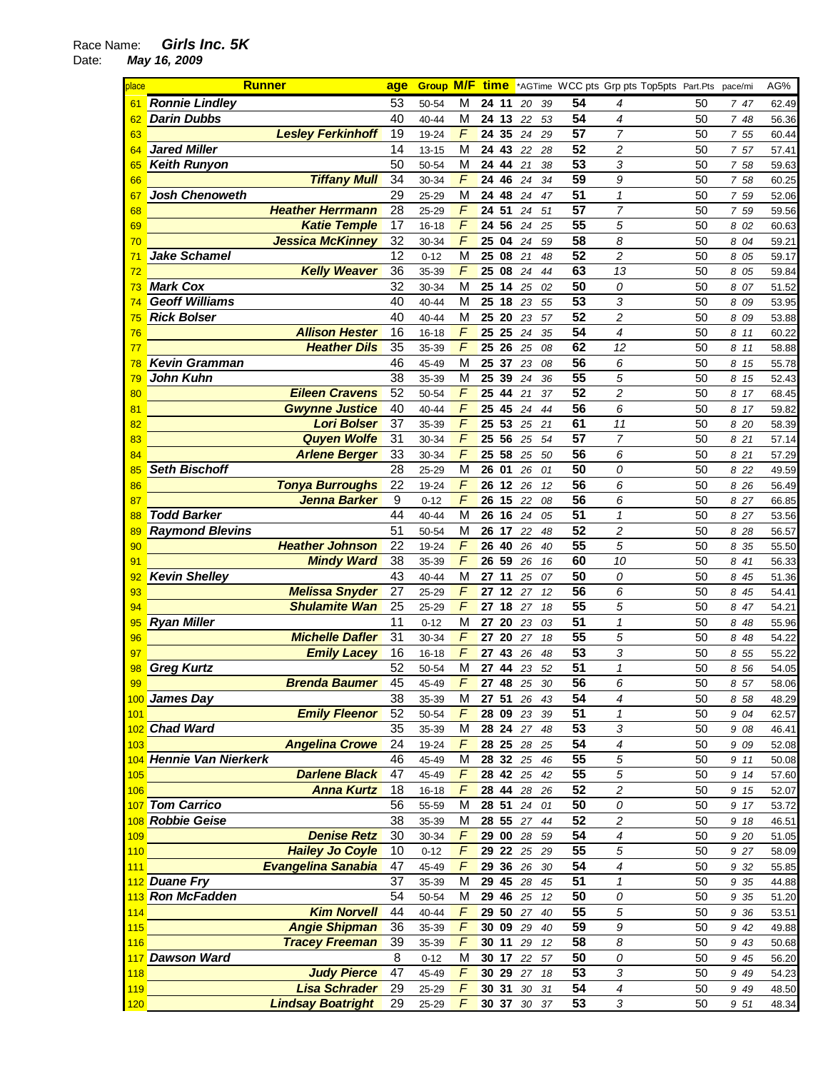Race Name: ***Girls Inc. 5K***
Date: ***May 16, 2009***

| place | Runner | age | Group | M/F | time | *AGTime | WCC pts | Grp pts | Top5pts | Part.Pts | pace/mi | AG% |
|---|---|---|---|---|---|---|---|---|---|---|---|---|
| 61 | Ronnie Lindley | 53 | 50-54 | M | 24 11 | 20 39 | 54 | 4 | | 50 | 7 47 | 62.49 |
| 62 | Darin Dubbs | 40 | 40-44 | M | 24 13 | 22 53 | 54 | 4 | | 50 | 7 48 | 56.36 |
| 63 | Lesley Ferkinhoff | 19 | 19-24 | F | 24 35 | 24 29 | 57 | 7 | | 50 | 7 55 | 60.44 |
| 64 | Jared Miller | 14 | 13-15 | M | 24 43 | 22 28 | 52 | 2 | | 50 | 7 57 | 57.41 |
| 65 | Keith Runyon | 50 | 50-54 | M | 24 44 | 21 38 | 53 | 3 | | 50 | 7 58 | 59.63 |
| 66 | Tiffany Mull | 34 | 30-34 | F | 24 46 | 24 34 | 59 | 9 | | 50 | 7 58 | 60.25 |
| 67 | Josh Chenoweth | 29 | 25-29 | M | 24 48 | 24 47 | 51 | 1 | | 50 | 7 59 | 52.06 |
| 68 | Heather Herrmann | 28 | 25-29 | F | 24 51 | 24 51 | 57 | 7 | | 50 | 7 59 | 59.56 |
| 69 | Katie Temple | 17 | 16-18 | F | 24 56 | 24 25 | 55 | 5 | | 50 | 8 02 | 60.63 |
| 70 | Jessica McKinney | 32 | 30-34 | F | 25 04 | 24 59 | 58 | 8 | | 50 | 8 04 | 59.21 |
| 71 | Jake Schamel | 12 | 0-12 | M | 25 08 | 21 48 | 52 | 2 | | 50 | 8 05 | 59.17 |
| 72 | Kelly Weaver | 36 | 35-39 | F | 25 08 | 24 44 | 63 | 13 | | 50 | 8 05 | 59.84 |
| 73 | Mark Cox | 32 | 30-34 | M | 25 14 | 25 02 | 50 | 0 | | 50 | 8 07 | 51.52 |
| 74 | Geoff Williams | 40 | 40-44 | M | 25 18 | 23 55 | 53 | 3 | | 50 | 8 09 | 53.95 |
| 75 | Rick Bolser | 40 | 40-44 | M | 25 20 | 23 57 | 52 | 2 | | 50 | 8 09 | 53.88 |
| 76 | Allison Hester | 16 | 16-18 | F | 25 25 | 24 35 | 54 | 4 | | 50 | 8 11 | 60.22 |
| 77 | Heather Dils | 35 | 35-39 | F | 25 26 | 25 08 | 62 | 12 | | 50 | 8 11 | 58.88 |
| 78 | Kevin Gramman | 46 | 45-49 | M | 25 37 | 23 08 | 56 | 6 | | 50 | 8 15 | 55.78 |
| 79 | John Kuhn | 38 | 35-39 | M | 25 39 | 24 36 | 55 | 5 | | 50 | 8 15 | 52.43 |
| 80 | Eileen Cravens | 52 | 50-54 | F | 25 44 | 21 37 | 52 | 2 | | 50 | 8 17 | 68.45 |
| 81 | Gwynne Justice | 40 | 40-44 | F | 25 45 | 24 44 | 56 | 6 | | 50 | 8 17 | 59.82 |
| 82 | Lori Bolser | 37 | 35-39 | F | 25 53 | 25 21 | 61 | 11 | | 50 | 8 20 | 58.39 |
| 83 | Quyen Wolfe | 31 | 30-34 | F | 25 56 | 25 54 | 57 | 7 | | 50 | 8 21 | 57.14 |
| 84 | Arlene Berger | 33 | 30-34 | F | 25 58 | 25 50 | 56 | 6 | | 50 | 8 21 | 57.29 |
| 85 | Seth Bischoff | 28 | 25-29 | M | 26 01 | 26 01 | 50 | 0 | | 50 | 8 22 | 49.59 |
| 86 | Tonya Burroughs | 22 | 19-24 | F | 26 12 | 26 12 | 56 | 6 | | 50 | 8 26 | 56.49 |
| 87 | Jenna Barker | 9 | 0-12 | F | 26 15 | 22 08 | 56 | 6 | | 50 | 8 27 | 66.85 |
| 88 | Todd Barker | 44 | 40-44 | M | 26 16 | 24 05 | 51 | 1 | | 50 | 8 27 | 53.56 |
| 89 | Raymond Blevins | 51 | 50-54 | M | 26 17 | 22 48 | 52 | 2 | | 50 | 8 28 | 56.57 |
| 90 | Heather Johnson | 22 | 19-24 | F | 26 40 | 26 40 | 55 | 5 | | 50 | 8 35 | 55.50 |
| 91 | Mindy Ward | 38 | 35-39 | F | 26 59 | 26 16 | 60 | 10 | | 50 | 8 41 | 56.33 |
| 92 | Kevin Shelley | 43 | 40-44 | M | 27 11 | 25 07 | 50 | 0 | | 50 | 8 45 | 51.36 |
| 93 | Melissa Snyder | 27 | 25-29 | F | 27 12 | 27 12 | 56 | 6 | | 50 | 8 45 | 54.41 |
| 94 | Shulamite Wan | 25 | 25-29 | F | 27 18 | 27 18 | 55 | 5 | | 50 | 8 47 | 54.21 |
| 95 | Ryan Miller | 11 | 0-12 | M | 27 20 | 23 03 | 51 | 1 | | 50 | 8 48 | 55.96 |
| 96 | Michelle Dafler | 31 | 30-34 | F | 27 20 | 27 18 | 55 | 5 | | 50 | 8 48 | 54.22 |
| 97 | Emily Lacey | 16 | 16-18 | F | 27 43 | 26 48 | 53 | 3 | | 50 | 8 55 | 55.22 |
| 98 | Greg Kurtz | 52 | 50-54 | M | 27 44 | 23 52 | 51 | 1 | | 50 | 8 56 | 54.05 |
| 99 | Brenda Baumer | 45 | 45-49 | F | 27 48 | 25 30 | 56 | 6 | | 50 | 8 57 | 58.06 |
| 100 | James Day | 38 | 35-39 | M | 27 51 | 26 43 | 54 | 4 | | 50 | 8 58 | 48.29 |
| 101 | Emily Fleenor | 52 | 50-54 | F | 28 09 | 23 39 | 51 | 1 | | 50 | 9 04 | 62.57 |
| 102 | Chad Ward | 35 | 35-39 | M | 28 24 | 27 48 | 53 | 3 | | 50 | 9 08 | 46.41 |
| 103 | Angelina Crowe | 24 | 19-24 | F | 28 25 | 28 25 | 54 | 4 | | 50 | 9 09 | 52.08 |
| 104 | Hennie Van Nierkerk | 46 | 45-49 | M | 28 32 | 25 46 | 55 | 5 | | 50 | 9 11 | 50.08 |
| 105 | Darlene Black | 47 | 45-49 | F | 28 42 | 25 42 | 55 | 5 | | 50 | 9 14 | 57.60 |
| 106 | Anna Kurtz | 18 | 16-18 | F | 28 44 | 28 26 | 52 | 2 | | 50 | 9 15 | 52.07 |
| 107 | Tom Carrico | 56 | 55-59 | M | 28 51 | 24 01 | 50 | 0 | | 50 | 9 17 | 53.72 |
| 108 | Robbie Geise | 38 | 35-39 | M | 28 55 | 27 44 | 52 | 2 | | 50 | 9 18 | 46.51 |
| 109 | Denise Retz | 30 | 30-34 | F | 29 00 | 28 59 | 54 | 4 | | 50 | 9 20 | 51.05 |
| 110 | Hailey Jo Coyle | 10 | 0-12 | F | 29 22 | 25 29 | 55 | 5 | | 50 | 9 27 | 58.09 |
| 111 | Evangelina Sanabia | 47 | 45-49 | F | 29 36 | 26 30 | 54 | 4 | | 50 | 9 32 | 55.85 |
| 112 | Duane Fry | 37 | 35-39 | M | 29 45 | 28 45 | 51 | 1 | | 50 | 9 35 | 44.88 |
| 113 | Ron McFadden | 54 | 50-54 | M | 29 46 | 25 12 | 50 | 0 | | 50 | 9 35 | 51.20 |
| 114 | Kim Norvell | 44 | 40-44 | F | 29 50 | 27 40 | 55 | 5 | | 50 | 9 36 | 53.51 |
| 115 | Angie Shipman | 36 | 35-39 | F | 30 09 | 29 40 | 59 | 9 | | 50 | 9 42 | 49.88 |
| 116 | Tracey Freeman | 39 | 35-39 | F | 30 11 | 29 12 | 58 | 8 | | 50 | 9 43 | 50.68 |
| 117 | Dawson Ward | 8 | 0-12 | M | 30 17 | 22 57 | 50 | 0 | | 50 | 9 45 | 56.20 |
| 118 | Judy Pierce | 47 | 45-49 | F | 30 29 | 27 18 | 53 | 3 | | 50 | 9 49 | 54.23 |
| 119 | Lisa Schrader | 29 | 25-29 | F | 30 31 | 30 31 | 54 | 4 | | 50 | 9 49 | 48.50 |
| 120 | Lindsay Boatright | 29 | 25-29 | F | 30 37 | 30 37 | 53 | 3 | | 50 | 9 51 | 48.34 |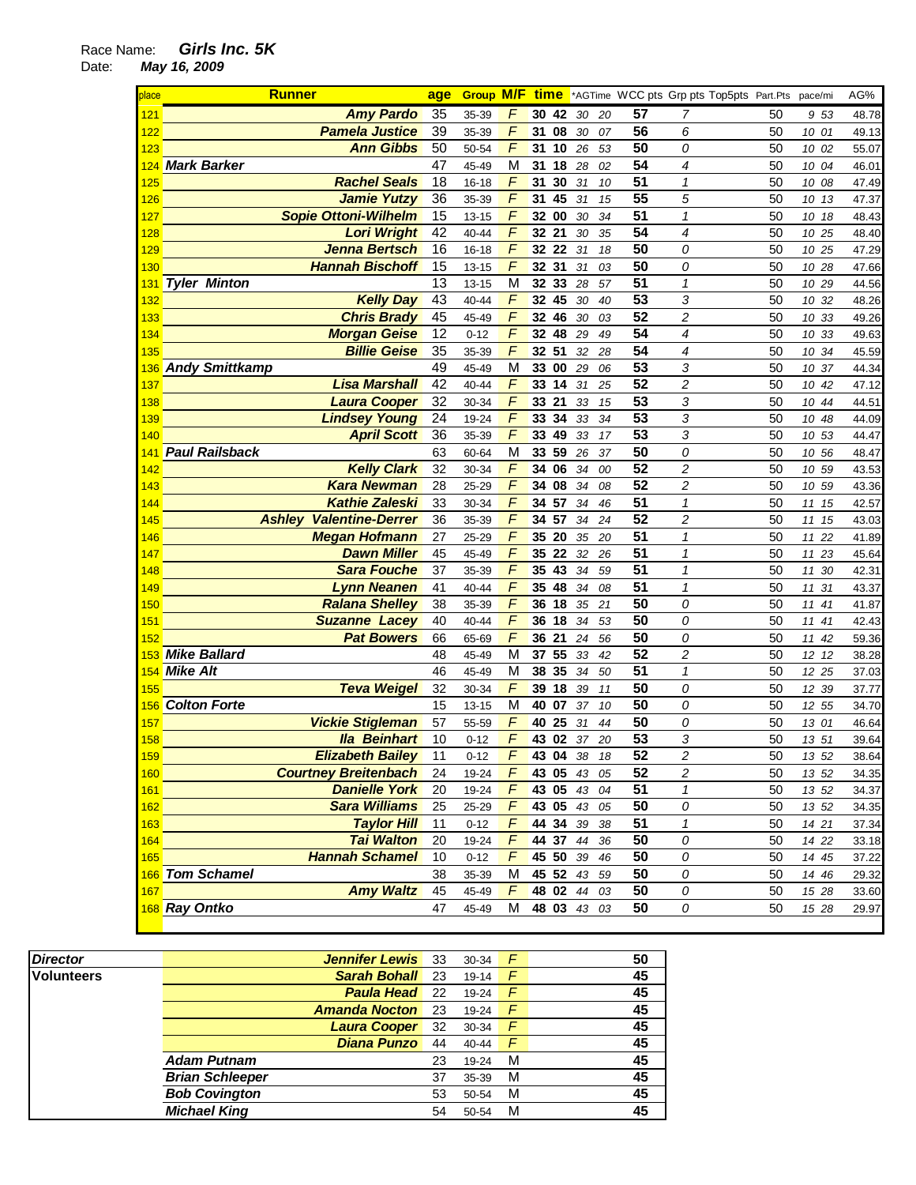Race Name: ***Girls Inc. 5K***
Date: ***May 16, 2009***

| place | Runner | age | Group | M/F | time | *AGTime | WCC pts | Grp pts | Top5pts | Part.Pts | pace/mi | AG% |
|---|---|---|---|---|---|---|---|---|---|---|---|---|
| 121 | Amy Pardo | 35 | 35-39 | F | 30 42 | 30 20 | 57 | 7 | | 50 | 9 53 | 48.78 |
| 122 | Pamela Justice | 39 | 35-39 | F | 31 08 | 30 07 | 56 | 6 | | 50 | 10 01 | 49.13 |
| 123 | Ann Gibbs | 50 | 50-54 | F | 31 10 | 26 53 | 50 | 0 | | 50 | 10 02 | 55.07 |
| 124 | Mark Barker | 47 | 45-49 | M | 31 18 | 28 02 | 54 | 4 | | 50 | 10 04 | 46.01 |
| 125 | Rachel Seals | 18 | 16-18 | F | 31 30 | 31 10 | 51 | 1 | | 50 | 10 08 | 47.49 |
| 126 | Jamie Yutzy | 36 | 35-39 | F | 31 45 | 31 15 | 55 | 5 | | 50 | 10 13 | 47.37 |
| 127 | Sopie Ottoni-Wilhelm | 15 | 13-15 | F | 32 00 | 30 34 | 51 | 1 | | 50 | 10 18 | 48.43 |
| 128 | Lori Wright | 42 | 40-44 | F | 32 21 | 30 35 | 54 | 4 | | 50 | 10 25 | 48.40 |
| 129 | Jenna Bertsch | 16 | 16-18 | F | 32 22 | 31 18 | 50 | 0 | | 50 | 10 25 | 47.29 |
| 130 | Hannah Bischoff | 15 | 13-15 | F | 32 31 | 31 03 | 50 | 0 | | 50 | 10 28 | 47.66 |
| 131 | Tyler Minton | 13 | 13-15 | M | 32 33 | 28 57 | 51 | 1 | | 50 | 10 29 | 44.56 |
| 132 | Kelly Day | 43 | 40-44 | F | 32 45 | 30 40 | 53 | 3 | | 50 | 10 32 | 48.26 |
| 133 | Chris Brady | 45 | 45-49 | F | 32 46 | 30 03 | 52 | 2 | | 50 | 10 33 | 49.26 |
| 134 | Morgan Geise | 12 | 0-12 | F | 32 48 | 29 49 | 54 | 4 | | 50 | 10 33 | 49.63 |
| 135 | Billie Geise | 35 | 35-39 | F | 32 51 | 32 28 | 54 | 4 | | 50 | 10 34 | 45.59 |
| 136 | Andy Smittkamp | 49 | 45-49 | M | 33 00 | 29 06 | 53 | 3 | | 50 | 10 37 | 44.34 |
| 137 | Lisa Marshall | 42 | 40-44 | F | 33 14 | 31 25 | 52 | 2 | | 50 | 10 42 | 47.12 |
| 138 | Laura Cooper | 32 | 30-34 | F | 33 21 | 33 15 | 53 | 3 | | 50 | 10 44 | 44.51 |
| 139 | Lindsey Young | 24 | 19-24 | F | 33 34 | 33 34 | 53 | 3 | | 50 | 10 48 | 44.09 |
| 140 | April Scott | 36 | 35-39 | F | 33 49 | 33 17 | 53 | 3 | | 50 | 10 53 | 44.47 |
| 141 | Paul Railsback | 63 | 60-64 | M | 33 59 | 26 37 | 50 | 0 | | 50 | 10 56 | 48.47 |
| 142 | Kelly Clark | 32 | 30-34 | F | 34 06 | 34 00 | 52 | 2 | | 50 | 10 59 | 43.53 |
| 143 | Kara Newman | 28 | 25-29 | F | 34 08 | 34 08 | 52 | 2 | | 50 | 10 59 | 43.36 |
| 144 | Kathie Zaleski | 33 | 30-34 | F | 34 57 | 34 46 | 51 | 1 | | 50 | 11 15 | 42.57 |
| 145 | Ashley Valentine-Derrer | 36 | 35-39 | F | 34 57 | 34 24 | 52 | 2 | | 50 | 11 15 | 43.03 |
| 146 | Megan Hofmann | 27 | 25-29 | F | 35 20 | 35 20 | 51 | 1 | | 50 | 11 22 | 41.89 |
| 147 | Dawn Miller | 45 | 45-49 | F | 35 22 | 32 26 | 51 | 1 | | 50 | 11 23 | 45.64 |
| 148 | Sara Fouche | 37 | 35-39 | F | 35 43 | 34 59 | 51 | 1 | | 50 | 11 30 | 42.31 |
| 149 | Lynn Neanen | 41 | 40-44 | F | 35 48 | 34 08 | 51 | 1 | | 50 | 11 31 | 43.37 |
| 150 | Ralana Shelley | 38 | 35-39 | F | 36 18 | 35 21 | 50 | 0 | | 50 | 11 41 | 41.87 |
| 151 | Suzanne Lacey | 40 | 40-44 | F | 36 18 | 34 53 | 50 | 0 | | 50 | 11 41 | 42.43 |
| 152 | Pat Bowers | 66 | 65-69 | F | 36 21 | 24 56 | 50 | 0 | | 50 | 11 42 | 59.36 |
| 153 | Mike Ballard | 48 | 45-49 | M | 37 55 | 33 42 | 52 | 2 | | 50 | 12 12 | 38.28 |
| 154 | Mike Alt | 46 | 45-49 | M | 38 35 | 34 50 | 51 | 1 | | 50 | 12 25 | 37.03 |
| 155 | Teva Weigel | 32 | 30-34 | F | 39 18 | 39 11 | 50 | 0 | | 50 | 12 39 | 37.77 |
| 156 | Colton Forte | 15 | 13-15 | M | 40 07 | 37 10 | 50 | 0 | | 50 | 12 55 | 34.70 |
| 157 | Vickie Stigleman | 57 | 55-59 | F | 40 25 | 31 44 | 50 | 0 | | 50 | 13 01 | 46.64 |
| 158 | Ila Beinhart | 10 | 0-12 | F | 43 02 | 37 20 | 53 | 3 | | 50 | 13 51 | 39.64 |
| 159 | Elizabeth Bailey | 11 | 0-12 | F | 43 04 | 38 18 | 52 | 2 | | 50 | 13 52 | 38.64 |
| 160 | Courtney Breitenbach | 24 | 19-24 | F | 43 05 | 43 05 | 52 | 2 | | 50 | 13 52 | 34.35 |
| 161 | Danielle York | 20 | 19-24 | F | 43 05 | 43 04 | 51 | 1 | | 50 | 13 52 | 34.37 |
| 162 | Sara Williams | 25 | 25-29 | F | 43 05 | 43 05 | 50 | 0 | | 50 | 13 52 | 34.35 |
| 163 | Taylor Hill | 11 | 0-12 | F | 44 34 | 39 38 | 51 | 1 | | 50 | 14 21 | 37.34 |
| 164 | Tai Walton | 20 | 19-24 | F | 44 37 | 44 36 | 50 | 0 | | 50 | 14 22 | 33.18 |
| 165 | Hannah Schamel | 10 | 0-12 | F | 45 50 | 39 46 | 50 | 0 | | 50 | 14 45 | 37.22 |
| 166 | Tom Schamel | 38 | 35-39 | M | 45 52 | 43 59 | 50 | 0 | | 50 | 14 46 | 29.32 |
| 167 | Amy Waltz | 45 | 45-49 | F | 48 02 | 44 03 | 50 | 0 | | 50 | 15 28 | 33.60 |
| 168 | Ray Ontko | 47 | 45-49 | M | 48 03 | 43 03 | 50 | 0 | | 50 | 15 28 | 29.97 |

| | | | | | |
|---|---|---|---|---|---|
| Director | Jennifer Lewis | 33 | 30-34 | F | 50 |
| Volunteers | Sarah Bohall | 23 | 19-14 | F | 45 |
| | Paula Head | 22 | 19-24 | F | 45 |
| | Amanda Nocton | 23 | 19-24 | F | 45 |
| | Laura Cooper | 32 | 30-34 | F | 45 |
| | Diana Punzo | 44 | 40-44 | F | 45 |
| | Adam Putnam | 23 | 19-24 | M | 45 |
| | Brian Schleeper | 37 | 35-39 | M | 45 |
| | Bob Covington | 53 | 50-54 | M | 45 |
| | Michael King | 54 | 50-54 | M | 45 |